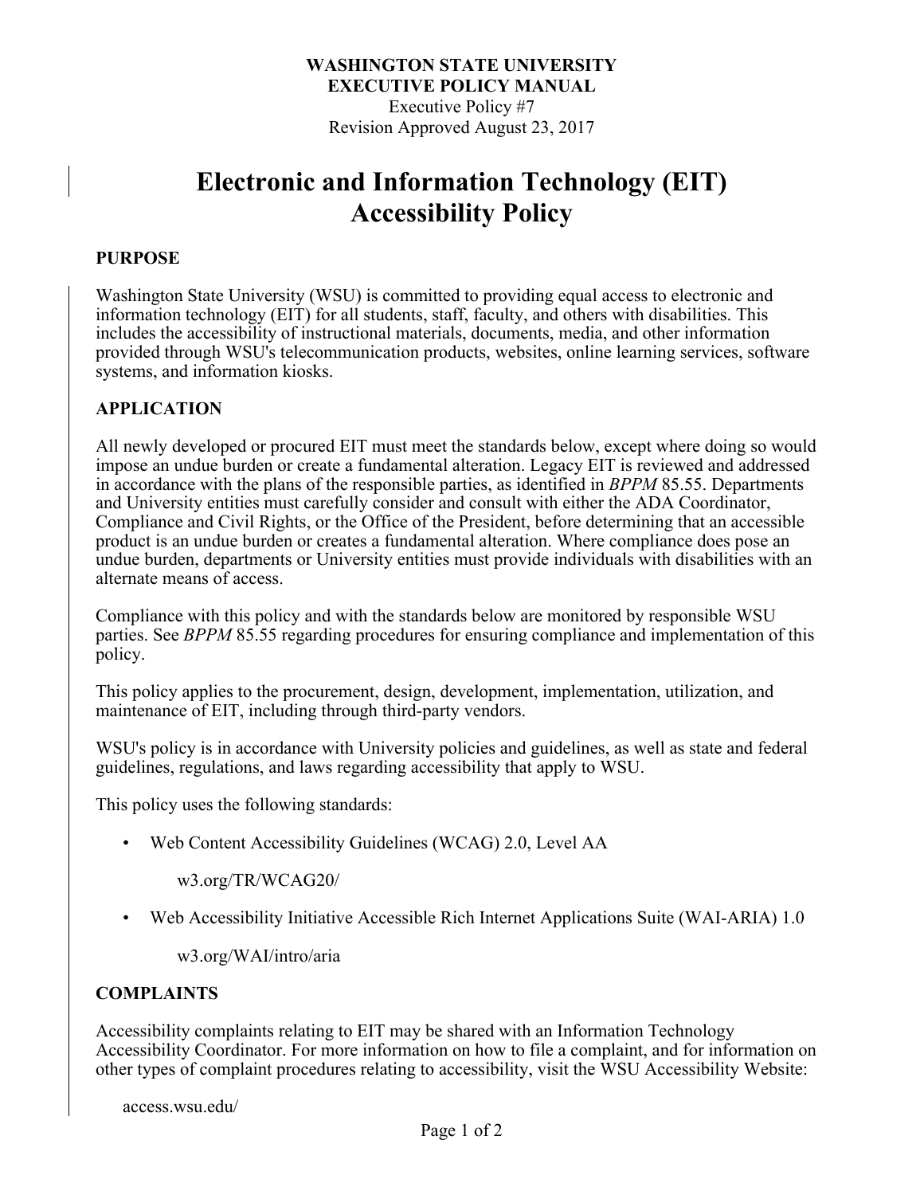**WASHINGTON STATE UNIVERSITY**
**EXECUTIVE POLICY MANUAL**
Executive Policy #7
Revision Approved August 23, 2017

# Electronic and Information Technology (EIT) Accessibility Policy

## PURPOSE

Washington State University (WSU) is committed to providing equal access to electronic and information technology (EIT) for all students, staff, faculty, and others with disabilities. This includes the accessibility of instructional materials, documents, media, and other information provided through WSU's telecommunication products, websites, online learning services, software systems, and information kiosks.

## APPLICATION

All newly developed or procured EIT must meet the standards below, except where doing so would impose an undue burden or create a fundamental alteration. Legacy EIT is reviewed and addressed in accordance with the plans of the responsible parties, as identified in *BPPM* 85.55. Departments and University entities must carefully consider and consult with either the ADA Coordinator, Compliance and Civil Rights, or the Office of the President, before determining that an accessible product is an undue burden or creates a fundamental alteration. Where compliance does pose an undue burden, departments or University entities must provide individuals with disabilities with an alternate means of access.

Compliance with this policy and with the standards below are monitored by responsible WSU parties. See *BPPM* 85.55 regarding procedures for ensuring compliance and implementation of this policy.

This policy applies to the procurement, design, development, implementation, utilization, and maintenance of EIT, including through third-party vendors.

WSU's policy is in accordance with University policies and guidelines, as well as state and federal guidelines, regulations, and laws regarding accessibility that apply to WSU.

This policy uses the following standards:

- Web Content Accessibility Guidelines (WCAG) 2.0, Level AA

  w3.org/TR/WCAG20/

- Web Accessibility Initiative Accessible Rich Internet Applications Suite (WAI-ARIA) 1.0

  w3.org/WAI/intro/aria

## COMPLAINTS

Accessibility complaints relating to EIT may be shared with an Information Technology Accessibility Coordinator. For more information on how to file a complaint, and for information on other types of complaint procedures relating to accessibility, visit the WSU Accessibility Website:

access.wsu.edu/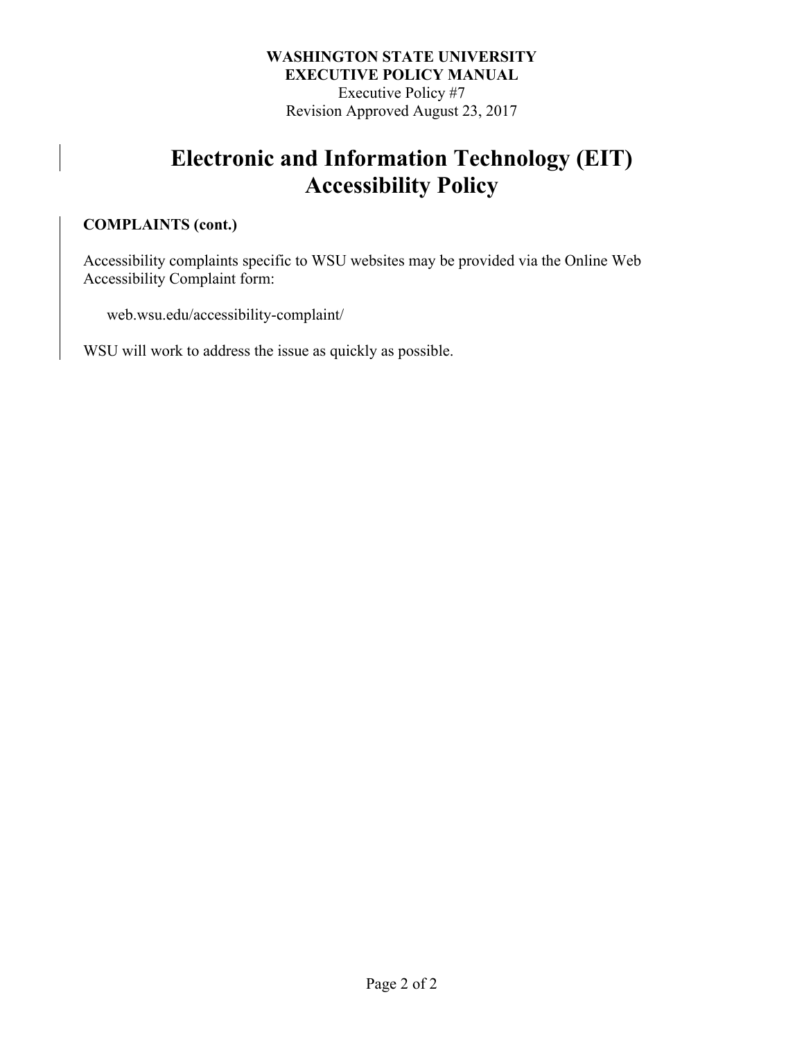## COMPLAINTS (cont.)

Accessibility complaints specific to WSU websites may be provided via the Online Web Accessibility Complaint form:

web.wsu.edu/accessibility-complaint/

WSU will work to address the issue as quickly as possible.